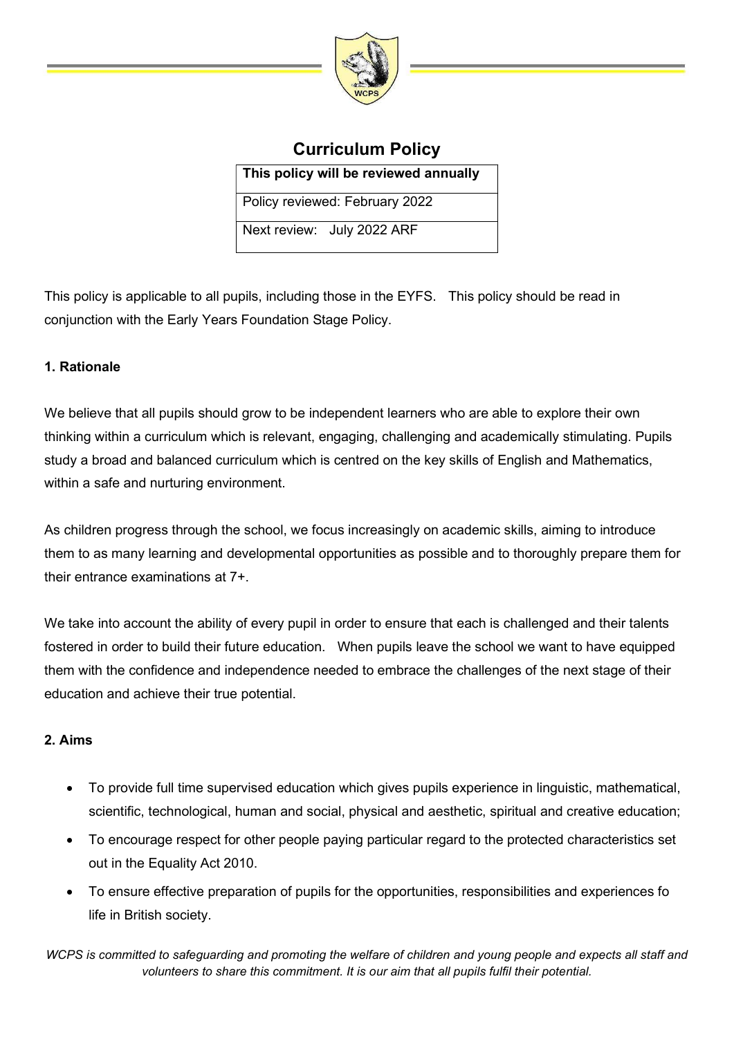# Curriculum Policy

| This policy will be reviewed annually |
| --- |
| Policy reviewed: February 2022 |
| Next review: July 2022 ARF |

This policy is applicable to all pupils, including those in the EYFS. This policy should be read in conjunction with the Early Years Foundation Stage Policy.

## 1. Rationale

We believe that all pupils should grow to be independent learners who are able to explore their own thinking within a curriculum which is relevant, engaging, challenging and academically stimulating. Pupils study a broad and balanced curriculum which is centred on the key skills of English and Mathematics, within a safe and nurturing environment.

As children progress through the school, we focus increasingly on academic skills, aiming to introduce them to as many learning and developmental opportunities as possible and to thoroughly prepare them for their entrance examinations at 7+.

We take into account the ability of every pupil in order to ensure that each is challenged and their talents fostered in order to build their future education. When pupils leave the school we want to have equipped them with the confidence and independence needed to embrace the challenges of the next stage of their education and achieve their true potential.

## 2. Aims

- To provide full time supervised education which gives pupils experience in linguistic, mathematical, scientific, technological, human and social, physical and aesthetic, spiritual and creative education;
- To encourage respect for other people paying particular regard to the protected characteristics set out in the Equality Act 2010.
- To ensure effective preparation of pupils for the opportunities, responsibilities and experiences fo life in British society.

*WCPS is committed to safeguarding and promoting the welfare of children and young people and expects all staff and volunteers to share this commitment. It is our aim that all pupils fulfil their potential.*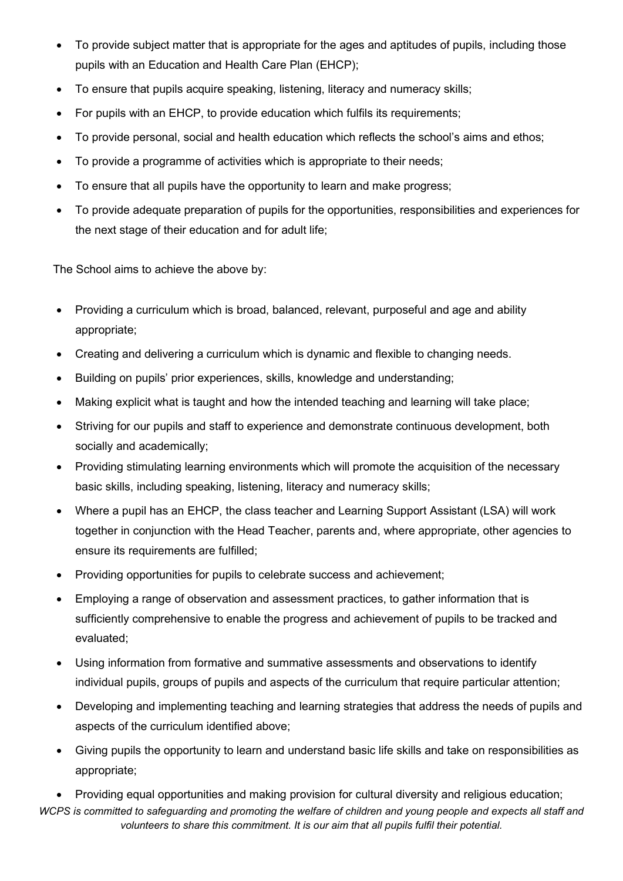- To provide subject matter that is appropriate for the ages and aptitudes of pupils, including those pupils with an Education and Health Care Plan (EHCP);
- To ensure that pupils acquire speaking, listening, literacy and numeracy skills;
- For pupils with an EHCP, to provide education which fulfils its requirements;
- To provide personal, social and health education which reflects the school's aims and ethos;
- To provide a programme of activities which is appropriate to their needs;
- To ensure that all pupils have the opportunity to learn and make progress;
- To provide adequate preparation of pupils for the opportunities, responsibilities and experiences for the next stage of their education and for adult life;

The School aims to achieve the above by:

- Providing a curriculum which is broad, balanced, relevant, purposeful and age and ability appropriate;
- Creating and delivering a curriculum which is dynamic and flexible to changing needs.
- Building on pupils' prior experiences, skills, knowledge and understanding;
- Making explicit what is taught and how the intended teaching and learning will take place;
- Striving for our pupils and staff to experience and demonstrate continuous development, both socially and academically;
- Providing stimulating learning environments which will promote the acquisition of the necessary basic skills, including speaking, listening, literacy and numeracy skills;
- Where a pupil has an EHCP, the class teacher and Learning Support Assistant (LSA) will work together in conjunction with the Head Teacher, parents and, where appropriate, other agencies to ensure its requirements are fulfilled;
- Providing opportunities for pupils to celebrate success and achievement;
- Employing a range of observation and assessment practices, to gather information that is sufficiently comprehensive to enable the progress and achievement of pupils to be tracked and evaluated;
- Using information from formative and summative assessments and observations to identify individual pupils, groups of pupils and aspects of the curriculum that require particular attention;
- Developing and implementing teaching and learning strategies that address the needs of pupils and aspects of the curriculum identified above;
- Giving pupils the opportunity to learn and understand basic life skills and take on responsibilities as appropriate;
- Providing equal opportunities and making provision for cultural diversity and religious education;

*WCPS is committed to safeguarding and promoting the welfare of children and young people and expects all staff and volunteers to share this commitment. It is our aim that all pupils fulfil their potential.*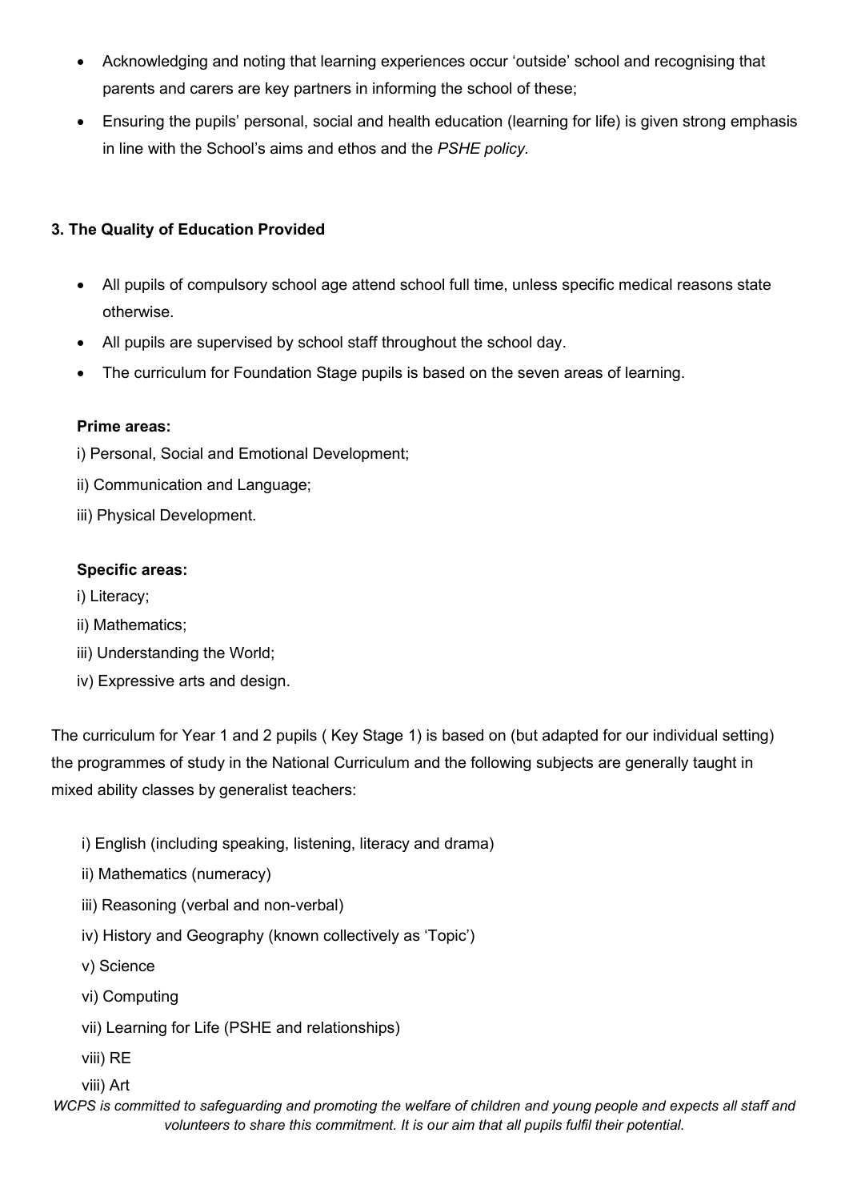- Acknowledging and noting that learning experiences occur 'outside' school and recognising that parents and carers are key partners in informing the school of these;
- Ensuring the pupils' personal, social and health education (learning for life) is given strong emphasis in line with the School's aims and ethos and the *PSHE policy.*

**3. The Quality of Education Provided**

- All pupils of compulsory school age attend school full time, unless specific medical reasons state otherwise.
- All pupils are supervised by school staff throughout the school day.
- The curriculum for Foundation Stage pupils is based on the seven areas of learning.

**Prime areas:**

i) Personal, Social and Emotional Development;

ii) Communication and Language;

iii) Physical Development.

**Specific areas:**

i) Literacy;

ii) Mathematics;

iii) Understanding the World;

iv) Expressive arts and design.

The curriculum for Year 1 and 2 pupils ( Key Stage 1) is based on (but adapted for our individual setting) the programmes of study in the National Curriculum and the following subjects are generally taught in mixed ability classes by generalist teachers:

i) English (including speaking, listening, literacy and drama)

ii) Mathematics (numeracy)

iii) Reasoning (verbal and non-verbal)

iv) History and Geography (known collectively as 'Topic')

v) Science

vi) Computing

vii) Learning for Life (PSHE and relationships)

viii) RE

viii) Art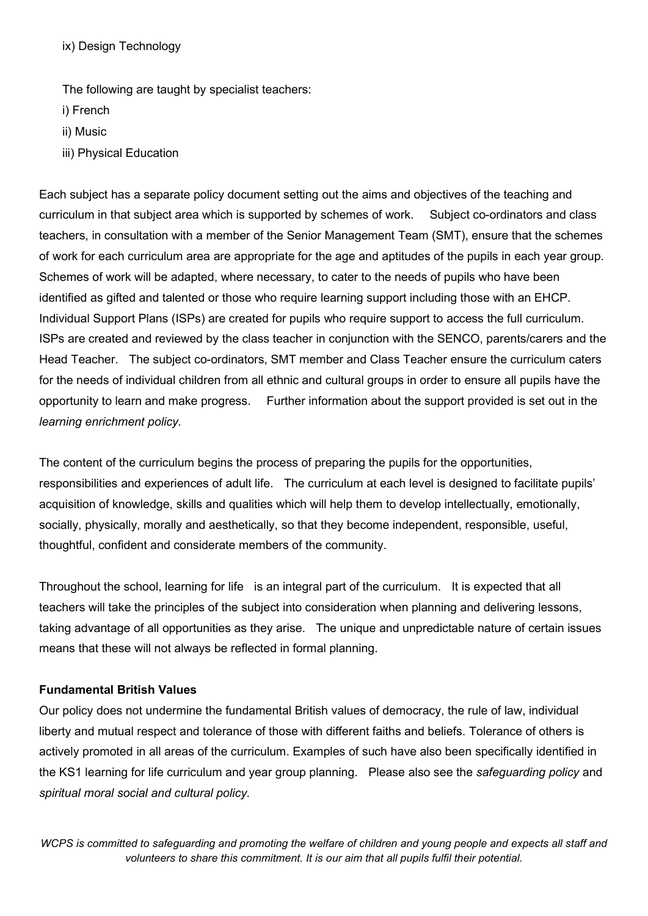ix) Design Technology

The following are taught by specialist teachers:

i) French

ii) Music

iii) Physical Education

Each subject has a separate policy document setting out the aims and objectives of the teaching and curriculum in that subject area which is supported by schemes of work. Subject co-ordinators and class teachers, in consultation with a member of the Senior Management Team (SMT), ensure that the schemes of work for each curriculum area are appropriate for the age and aptitudes of the pupils in each year group. Schemes of work will be adapted, where necessary, to cater to the needs of pupils who have been identified as gifted and talented or those who require learning support including those with an EHCP. Individual Support Plans (ISPs) are created for pupils who require support to access the full curriculum. ISPs are created and reviewed by the class teacher in conjunction with the SENCO, parents/carers and the Head Teacher. The subject co-ordinators, SMT member and Class Teacher ensure the curriculum caters for the needs of individual children from all ethnic and cultural groups in order to ensure all pupils have the opportunity to learn and make progress. Further information about the support provided is set out in the *learning enrichment policy.*

The content of the curriculum begins the process of preparing the pupils for the opportunities, responsibilities and experiences of adult life. The curriculum at each level is designed to facilitate pupils' acquisition of knowledge, skills and qualities which will help them to develop intellectually, emotionally, socially, physically, morally and aesthetically, so that they become independent, responsible, useful, thoughtful, confident and considerate members of the community.

Throughout the school, learning for life is an integral part of the curriculum. It is expected that all teachers will take the principles of the subject into consideration when planning and delivering lessons, taking advantage of all opportunities as they arise. The unique and unpredictable nature of certain issues means that these will not always be reflected in formal planning.

**Fundamental British Values**

Our policy does not undermine the fundamental British values of democracy, the rule of law, individual liberty and mutual respect and tolerance of those with different faiths and beliefs. Tolerance of others is actively promoted in all areas of the curriculum. Examples of such have also been specifically identified in the KS1 learning for life curriculum and year group planning. Please also see the *safeguarding policy* and *spiritual moral social and cultural policy.*

*WCPS is committed to safeguarding and promoting the welfare of children and young people and expects all staff and volunteers to share this commitment. It is our aim that all pupils fulfil their potential.*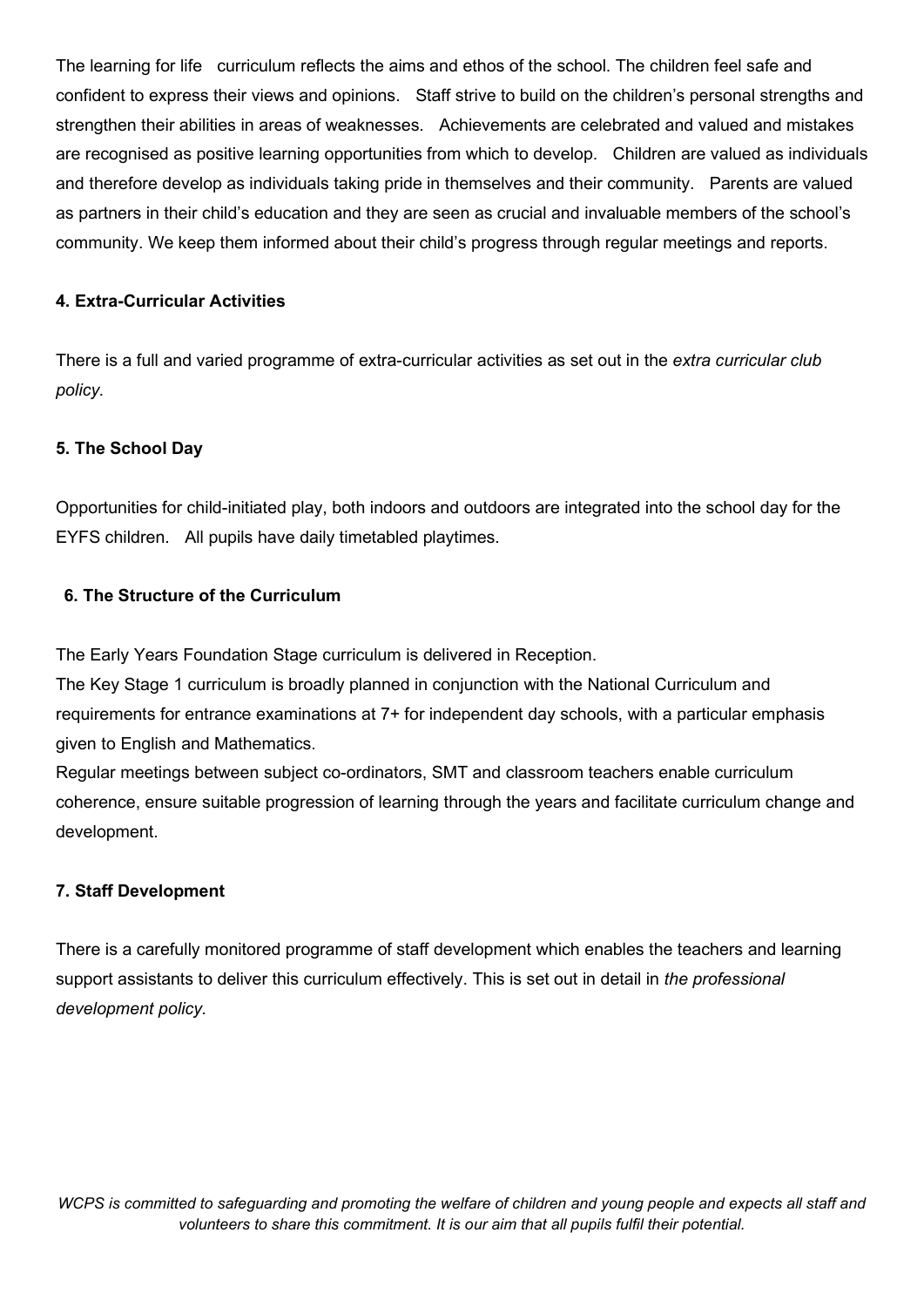The learning for life curriculum reflects the aims and ethos of the school. The children feel safe and confident to express their views and opinions. Staff strive to build on the children's personal strengths and strengthen their abilities in areas of weaknesses. Achievements are celebrated and valued and mistakes are recognised as positive learning opportunities from which to develop. Children are valued as individuals and therefore develop as individuals taking pride in themselves and their community. Parents are valued as partners in their child's education and they are seen as crucial and invaluable members of the school's community. We keep them informed about their child's progress through regular meetings and reports.

#### 4. Extra-Curricular Activities

There is a full and varied programme of extra-curricular activities as set out in the *extra curricular club policy.*

#### 5. The School Day

Opportunities for child-initiated play, both indoors and outdoors are integrated into the school day for the EYFS children. All pupils have daily timetabled playtimes.

#### 6. The Structure of the Curriculum

The Early Years Foundation Stage curriculum is delivered in Reception.

The Key Stage 1 curriculum is broadly planned in conjunction with the National Curriculum and requirements for entrance examinations at 7+ for independent day schools, with a particular emphasis given to English and Mathematics.

Regular meetings between subject co-ordinators, SMT and classroom teachers enable curriculum coherence, ensure suitable progression of learning through the years and facilitate curriculum change and development.

#### 7. Staff Development

There is a carefully monitored programme of staff development which enables the teachers and learning support assistants to deliver this curriculum effectively. This is set out in detail in *the professional development policy.*

*WCPS is committed to safeguarding and promoting the welfare of children and young people and expects all staff and volunteers to share this commitment. It is our aim that all pupils fulfil their potential.*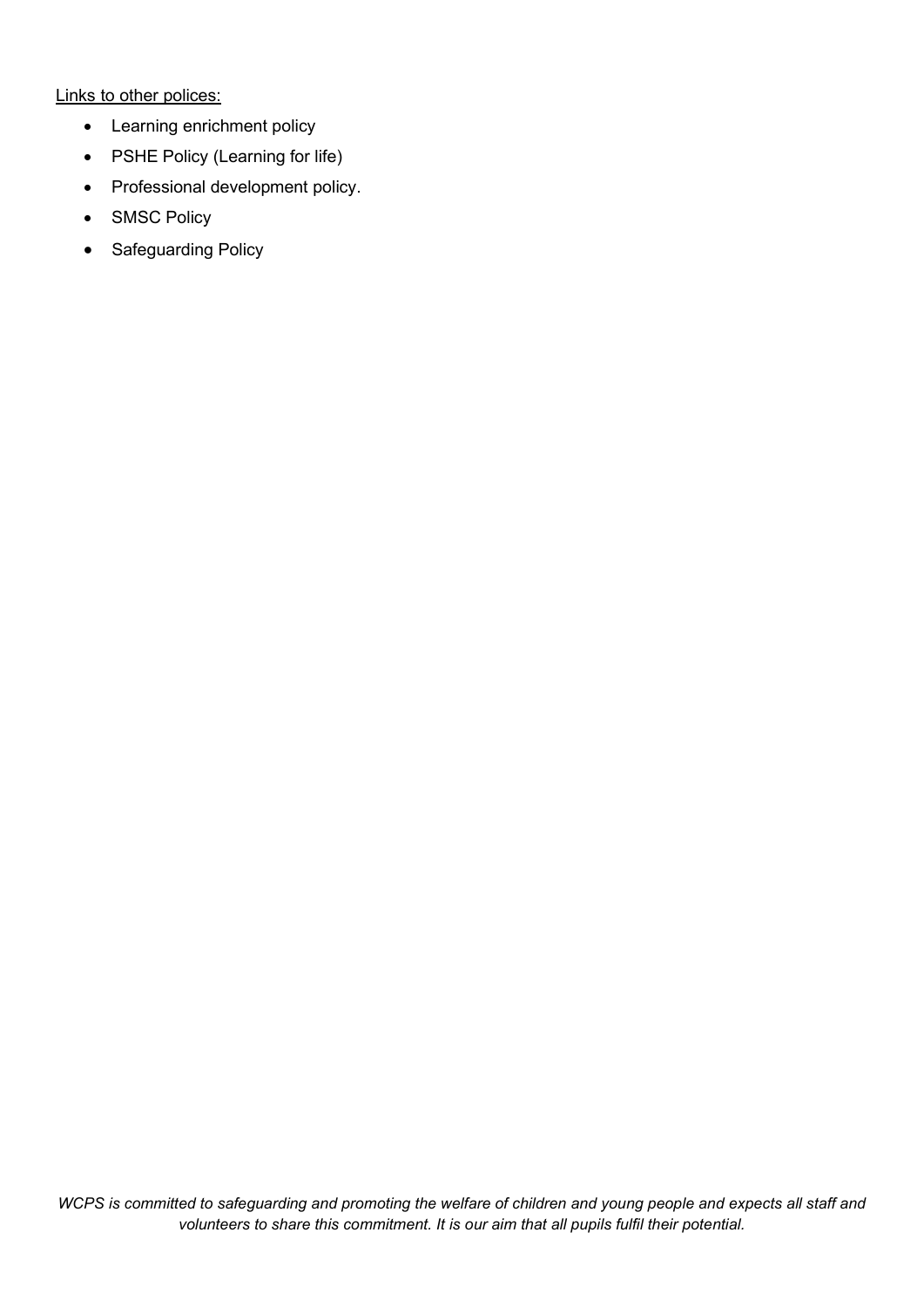Links to other polices:

- Learning enrichment policy
- PSHE Policy (Learning for life)
- Professional development policy.
- SMSC Policy
- Safeguarding Policy

*WCPS is committed to safeguarding and promoting the welfare of children and young people and expects all staff and volunteers to share this commitment. It is our aim that all pupils fulfil their potential.*